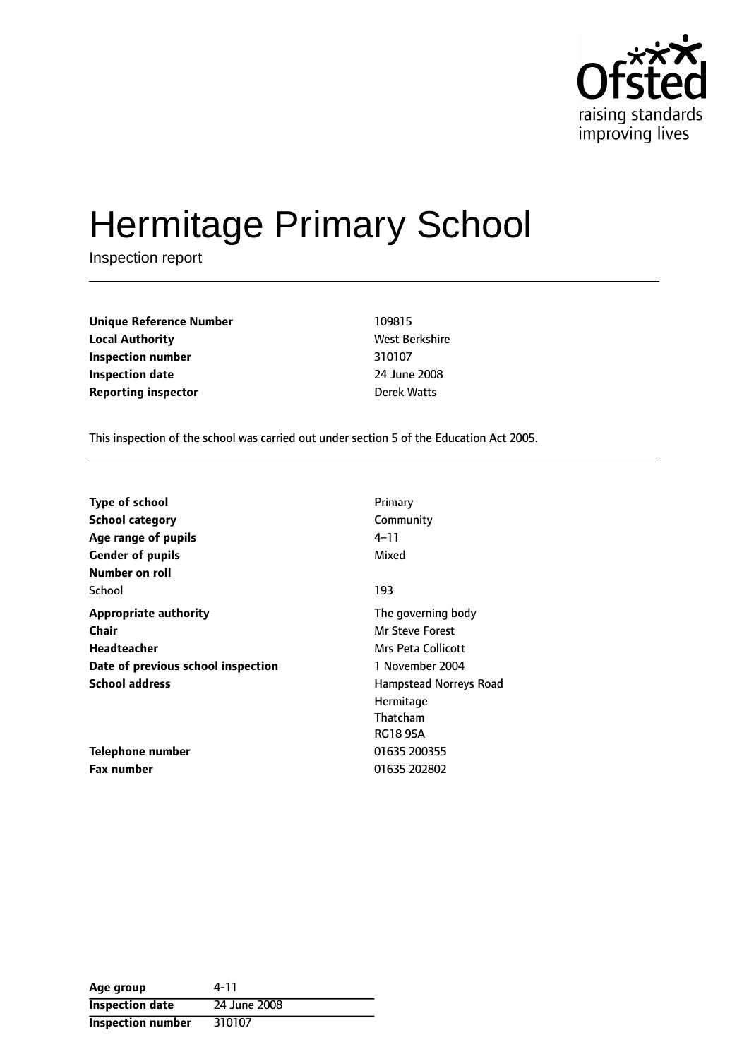Ofsted
raising standards
improving lives

# Hermitage Primary School

Inspection report

| | |
|---|---|
| **Unique Reference Number** | 109815 |
| **Local Authority** | West Berkshire |
| **Inspection number** | 310107 |
| **Inspection date** | 24 June 2008 |
| **Reporting inspector** | Derek Watts |

This inspection of the school was carried out under section 5 of the Education Act 2005.

| | |
|---|---|
| **Type of school** | Primary |
| **School category** | Community |
| **Age range of pupils** | 4–11 |
| **Gender of pupils** | Mixed |
| **Number on roll** | |
| School | 193 |
| **Appropriate authority** | The governing body |
| **Chair** | Mr Steve Forest |
| **Headteacher** | Mrs Peta Collicott |
| **Date of previous school inspection** | 1 November 2004 |
| **School address** | Hampstead Norreys Road<br>Hermitage<br>Thatcham<br>RG18 9SA |
| **Telephone number** | 01635 200355 |
| **Fax number** | 01635 202802 |

| | |
|---|---|
| **Age group** | 4-11 |
| **Inspection date** | 24 June 2008 |
| **Inspection number** | 310107 |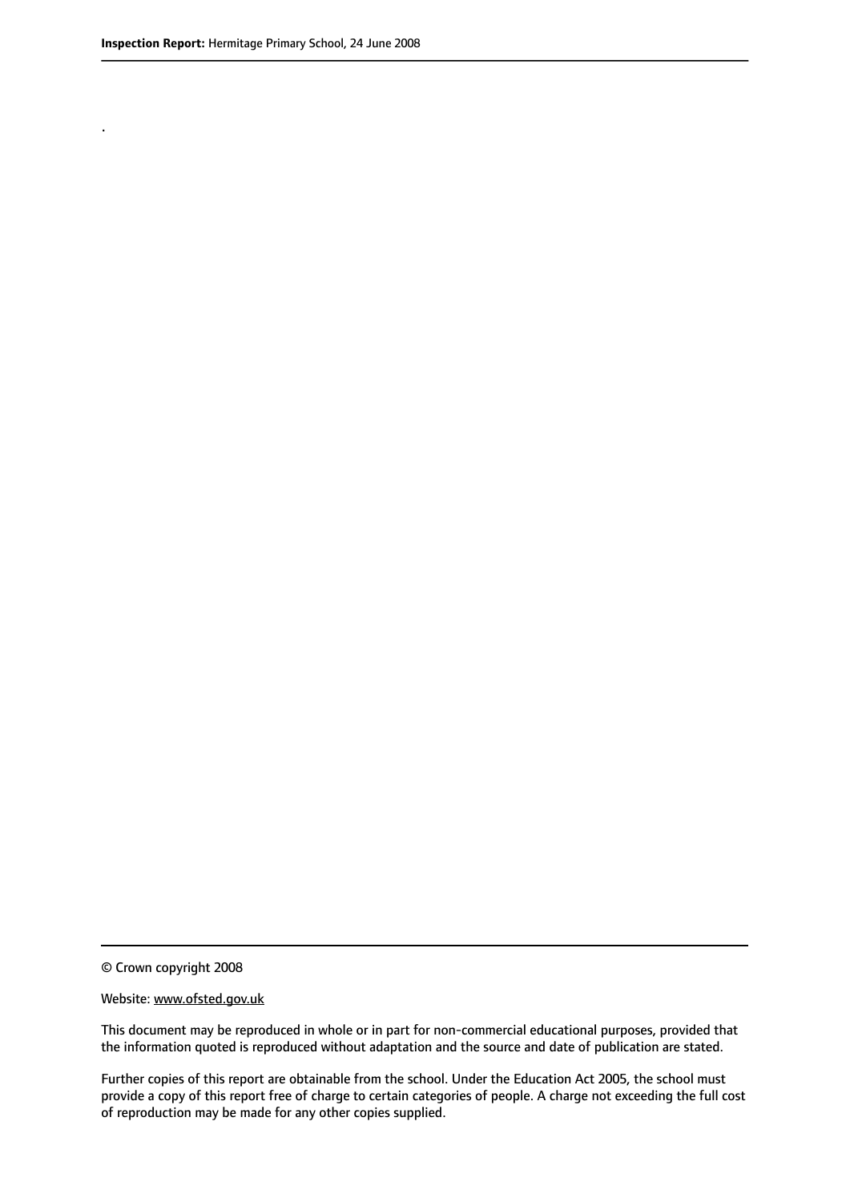.

© Crown copyright 2008

Website: www.ofsted.gov.uk

This document may be reproduced in whole or in part for non-commercial educational purposes, provided that the information quoted is reproduced without adaptation and the source and date of publication are stated.

Further copies of this report are obtainable from the school. Under the Education Act 2005, the school must provide a copy of this report free of charge to certain categories of people. A charge not exceeding the full cost of reproduction may be made for any other copies supplied.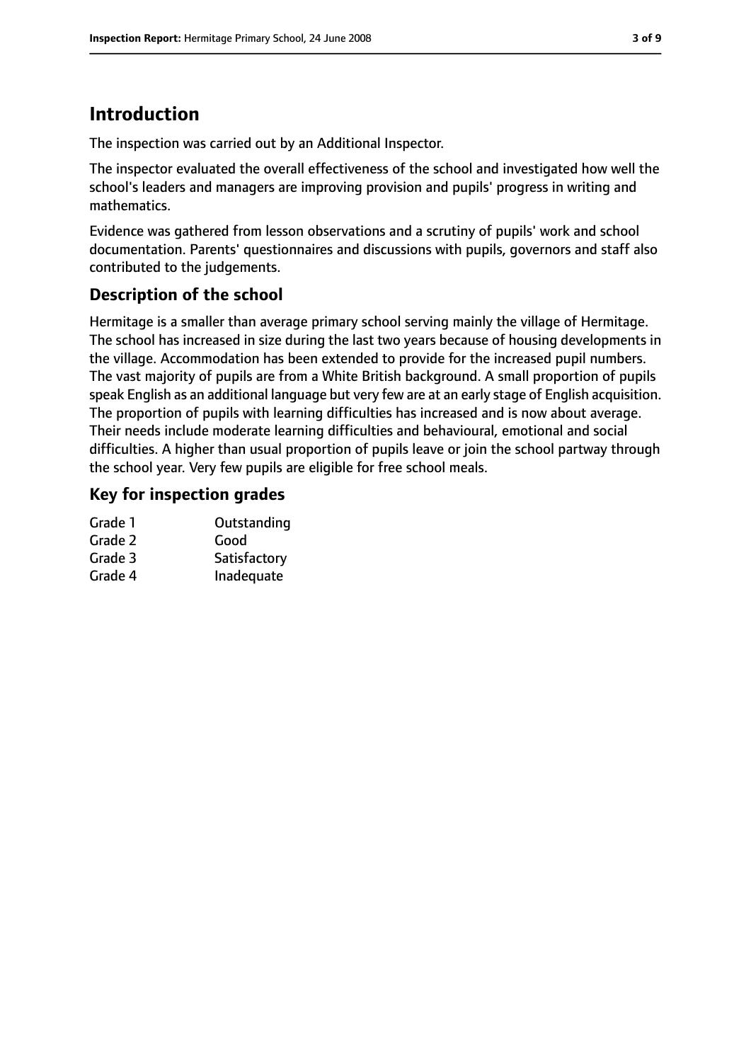# Introduction

The inspection was carried out by an Additional Inspector.

The inspector evaluated the overall effectiveness of the school and investigated how well the school's leaders and managers are improving provision and pupils' progress in writing and mathematics.

Evidence was gathered from lesson observations and a scrutiny of pupils' work and school documentation. Parents' questionnaires and discussions with pupils, governors and staff also contributed to the judgements.

## Description of the school

Hermitage is a smaller than average primary school serving mainly the village of Hermitage. The school has increased in size during the last two years because of housing developments in the village. Accommodation has been extended to provide for the increased pupil numbers. The vast majority of pupils are from a White British background. A small proportion of pupils speak English as an additional language but very few are at an early stage of English acquisition. The proportion of pupils with learning difficulties has increased and is now about average. Their needs include moderate learning difficulties and behavioural, emotional and social difficulties. A higher than usual proportion of pupils leave or join the school partway through the school year. Very few pupils are eligible for free school meals.

## Key for inspection grades

| | |
|---|---|
| Grade 1 | Outstanding |
| Grade 2 | Good |
| Grade 3 | Satisfactory |
| Grade 4 | Inadequate |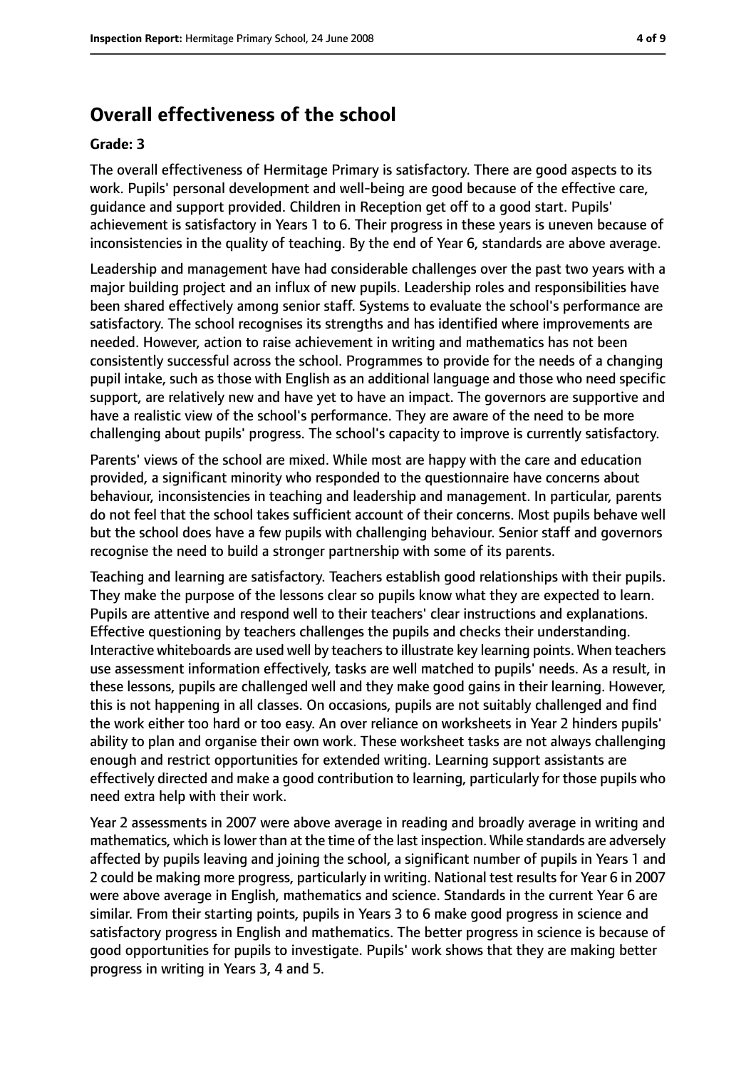## Overall effectiveness of the school

#### Grade: 3

The overall effectiveness of Hermitage Primary is satisfactory. There are good aspects to its work. Pupils' personal development and well-being are good because of the effective care, guidance and support provided. Children in Reception get off to a good start. Pupils' achievement is satisfactory in Years 1 to 6. Their progress in these years is uneven because of inconsistencies in the quality of teaching. By the end of Year 6, standards are above average.

Leadership and management have had considerable challenges over the past two years with a major building project and an influx of new pupils. Leadership roles and responsibilities have been shared effectively among senior staff. Systems to evaluate the school's performance are satisfactory. The school recognises its strengths and has identified where improvements are needed. However, action to raise achievement in writing and mathematics has not been consistently successful across the school. Programmes to provide for the needs of a changing pupil intake, such as those with English as an additional language and those who need specific support, are relatively new and have yet to have an impact. The governors are supportive and have a realistic view of the school's performance. They are aware of the need to be more challenging about pupils' progress. The school's capacity to improve is currently satisfactory.

Parents' views of the school are mixed. While most are happy with the care and education provided, a significant minority who responded to the questionnaire have concerns about behaviour, inconsistencies in teaching and leadership and management. In particular, parents do not feel that the school takes sufficient account of their concerns. Most pupils behave well but the school does have a few pupils with challenging behaviour. Senior staff and governors recognise the need to build a stronger partnership with some of its parents.

Teaching and learning are satisfactory. Teachers establish good relationships with their pupils. They make the purpose of the lessons clear so pupils know what they are expected to learn. Pupils are attentive and respond well to their teachers' clear instructions and explanations. Effective questioning by teachers challenges the pupils and checks their understanding. Interactive whiteboards are used well by teachers to illustrate key learning points. When teachers use assessment information effectively, tasks are well matched to pupils' needs. As a result, in these lessons, pupils are challenged well and they make good gains in their learning. However, this is not happening in all classes. On occasions, pupils are not suitably challenged and find the work either too hard or too easy. An over reliance on worksheets in Year 2 hinders pupils' ability to plan and organise their own work. These worksheet tasks are not always challenging enough and restrict opportunities for extended writing. Learning support assistants are effectively directed and make a good contribution to learning, particularly for those pupils who need extra help with their work.

Year 2 assessments in 2007 were above average in reading and broadly average in writing and mathematics, which is lower than at the time of the last inspection. While standards are adversely affected by pupils leaving and joining the school, a significant number of pupils in Years 1 and 2 could be making more progress, particularly in writing. National test results for Year 6 in 2007 were above average in English, mathematics and science. Standards in the current Year 6 are similar. From their starting points, pupils in Years 3 to 6 make good progress in science and satisfactory progress in English and mathematics. The better progress in science is because of good opportunities for pupils to investigate. Pupils' work shows that they are making better progress in writing in Years 3, 4 and 5.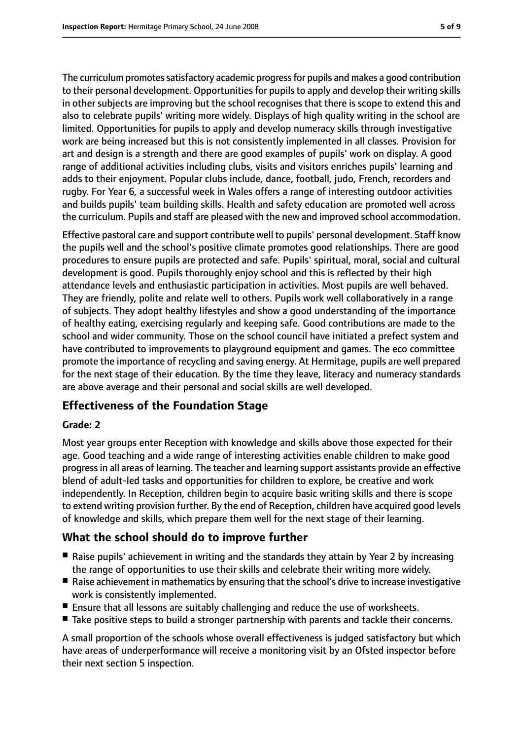The curriculum promotes satisfactory academic progress for pupils and makes a good contribution to their personal development. Opportunities for pupils to apply and develop their writing skills in other subjects are improving but the school recognises that there is scope to extend this and also to celebrate pupils' writing more widely. Displays of high quality writing in the school are limited. Opportunities for pupils to apply and develop numeracy skills through investigative work are being increased but this is not consistently implemented in all classes. Provision for art and design is a strength and there are good examples of pupils' work on display. A good range of additional activities including clubs, visits and visitors enriches pupils' learning and adds to their enjoyment. Popular clubs include, dance, football, judo, French, recorders and rugby. For Year 6, a successful week in Wales offers a range of interesting outdoor activities and builds pupils' team building skills. Health and safety education are promoted well across the curriculum. Pupils and staff are pleased with the new and improved school accommodation.

Effective pastoral care and support contribute well to pupils' personal development. Staff know the pupils well and the school's positive climate promotes good relationships. There are good procedures to ensure pupils are protected and safe. Pupils' spiritual, moral, social and cultural development is good. Pupils thoroughly enjoy school and this is reflected by their high attendance levels and enthusiastic participation in activities. Most pupils are well behaved. They are friendly, polite and relate well to others. Pupils work well collaboratively in a range of subjects. They adopt healthy lifestyles and show a good understanding of the importance of healthy eating, exercising regularly and keeping safe. Good contributions are made to the school and wider community. Those on the school council have initiated a prefect system and have contributed to improvements to playground equipment and games. The eco committee promote the importance of recycling and saving energy. At Hermitage, pupils are well prepared for the next stage of their education. By the time they leave, literacy and numeracy standards are above average and their personal and social skills are well developed.

## Effectiveness of the Foundation Stage

**Grade: 2**

Most year groups enter Reception with knowledge and skills above those expected for their age. Good teaching and a wide range of interesting activities enable children to make good progress in all areas of learning. The teacher and learning support assistants provide an effective blend of adult-led tasks and opportunities for children to explore, be creative and work independently. In Reception, children begin to acquire basic writing skills and there is scope to extend writing provision further. By the end of Reception, children have acquired good levels of knowledge and skills, which prepare them well for the next stage of their learning.

## What the school should do to improve further

- Raise pupils' achievement in writing and the standards they attain by Year 2 by increasing the range of opportunities to use their skills and celebrate their writing more widely.
- Raise achievement in mathematics by ensuring that the school's drive to increase investigative work is consistently implemented.
- Ensure that all lessons are suitably challenging and reduce the use of worksheets.
- Take positive steps to build a stronger partnership with parents and tackle their concerns.

A small proportion of the schools whose overall effectiveness is judged satisfactory but which have areas of underperformance will receive a monitoring visit by an Ofsted inspector before their next section 5 inspection.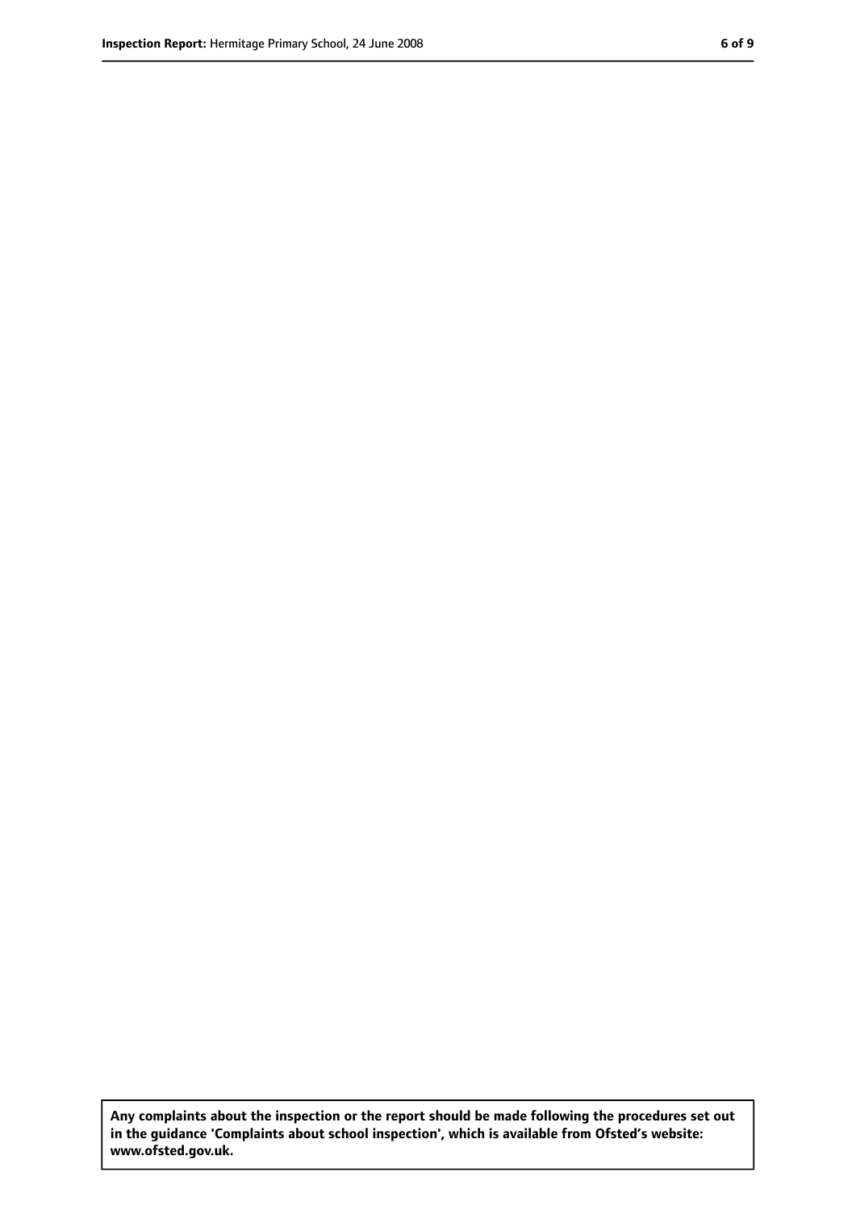Any complaints about the inspection or the report should be made following the procedures set out in the guidance 'Complaints about school inspection', which is available from Ofsted's website: www.ofsted.gov.uk.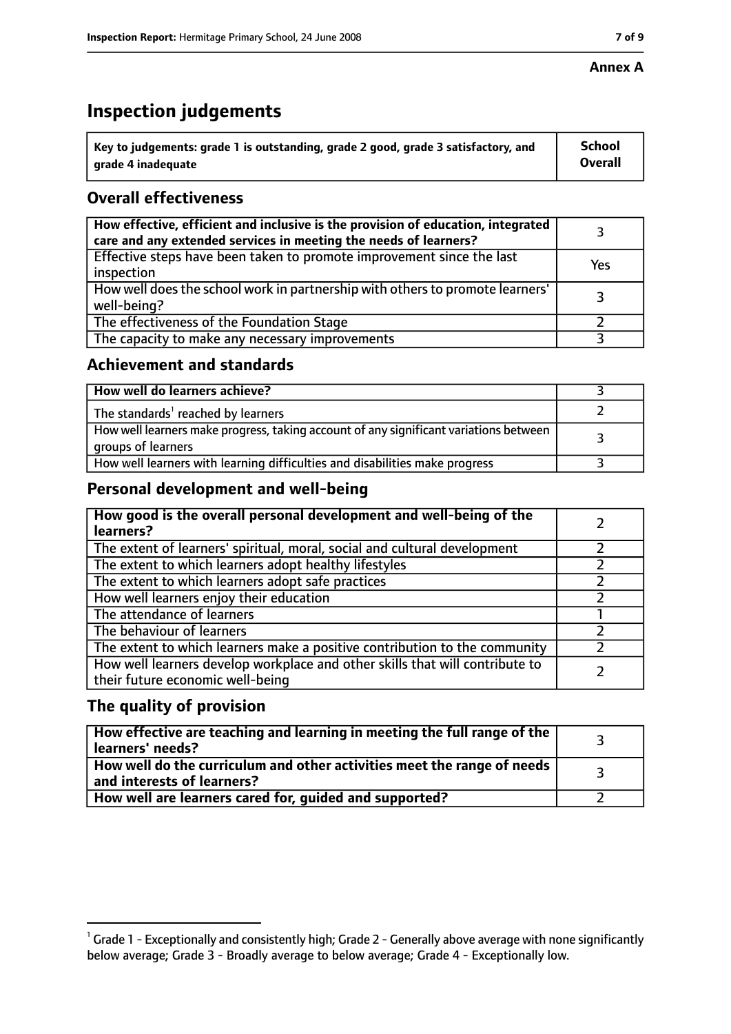**Annex A**

# Inspection judgements

| Key to judgements: grade 1 is outstanding, grade 2 good, grade 3 satisfactory, and grade 4 inadequate | School Overall |
| --- | --- |

## Overall effectiveness

| | |
| --- | --- |
| **How effective, efficient and inclusive is the provision of education, integrated care and any extended services in meeting the needs of learners?** | 3 |
| Effective steps have been taken to promote improvement since the last inspection | Yes |
| How well does the school work in partnership with others to promote learners' well-being? | 3 |
| The effectiveness of the Foundation Stage | 2 |
| The capacity to make any necessary improvements | 3 |

## Achievement and standards

| | |
| --- | --- |
| **How well do learners achieve?** | 3 |
| The standards[1] reached by learners | 2 |
| How well learners make progress, taking account of any significant variations between groups of learners | 3 |
| How well learners with learning difficulties and disabilities make progress | 3 |

## Personal development and well-being

| | |
| --- | --- |
| **How good is the overall personal development and well-being of the learners?** | 2 |
| The extent of learners' spiritual, moral, social and cultural development | 2 |
| The extent to which learners adopt healthy lifestyles | 2 |
| The extent to which learners adopt safe practices | 2 |
| How well learners enjoy their education | 2 |
| The attendance of learners | 1 |
| The behaviour of learners | 2 |
| The extent to which learners make a positive contribution to the community | 2 |
| How well learners develop workplace and other skills that will contribute to their future economic well-being | 2 |

## The quality of provision

| | |
| --- | --- |
| **How effective are teaching and learning in meeting the full range of the learners' needs?** | 3 |
| **How well do the curriculum and other activities meet the range of needs and interests of learners?** | 3 |
| **How well are learners cared for, guided and supported?** | 2 |

[1] Grade 1 - Exceptionally and consistently high; Grade 2 - Generally above average with none significantly below average; Grade 3 - Broadly average to below average; Grade 4 - Exceptionally low.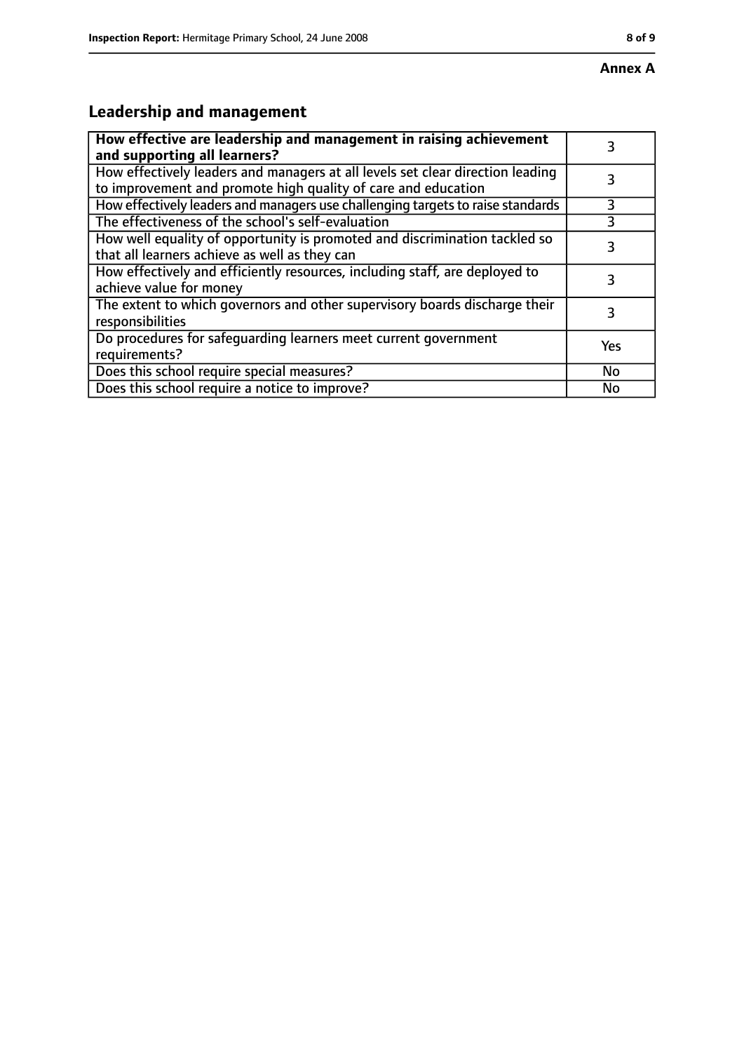**Annex A**

## Leadership and management

| How effective are leadership and management in raising achievement and supporting all learners? | 3 |
|---|---|
| How effectively leaders and managers at all levels set clear direction leading to improvement and promote high quality of care and education | 3 |
| How effectively leaders and managers use challenging targets to raise standards | 3 |
| The effectiveness of the school's self-evaluation | 3 |
| How well equality of opportunity is promoted and discrimination tackled so that all learners achieve as well as they can | 3 |
| How effectively and efficiently resources, including staff, are deployed to achieve value for money | 3 |
| The extent to which governors and other supervisory boards discharge their responsibilities | 3 |
| Do procedures for safeguarding learners meet current government requirements? | Yes |
| Does this school require special measures? | No |
| Does this school require a notice to improve? | No |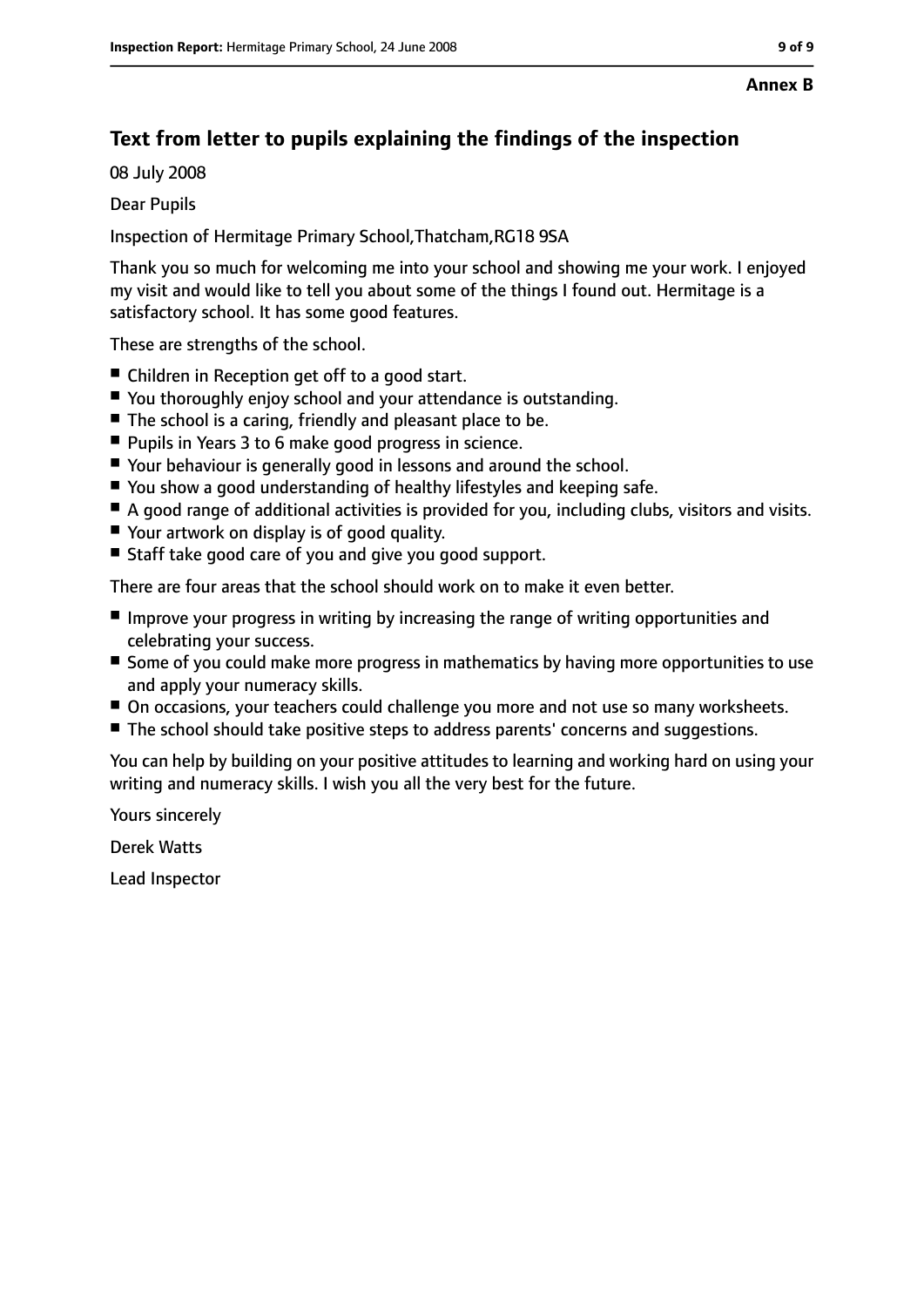**Annex B**

## Text from letter to pupils explaining the findings of the inspection

08 July 2008

Dear Pupils

Inspection of Hermitage Primary School,Thatcham,RG18 9SA

Thank you so much for welcoming me into your school and showing me your work. I enjoyed my visit and would like to tell you about some of the things I found out. Hermitage is a satisfactory school. It has some good features.

These are strengths of the school.

- Children in Reception get off to a good start.
- You thoroughly enjoy school and your attendance is outstanding.
- The school is a caring, friendly and pleasant place to be.
- Pupils in Years 3 to 6 make good progress in science.
- Your behaviour is generally good in lessons and around the school.
- You show a good understanding of healthy lifestyles and keeping safe.
- A good range of additional activities is provided for you, including clubs, visitors and visits.
- Your artwork on display is of good quality.
- Staff take good care of you and give you good support.

There are four areas that the school should work on to make it even better.

- Improve your progress in writing by increasing the range of writing opportunities and celebrating your success.
- Some of you could make more progress in mathematics by having more opportunities to use and apply your numeracy skills.
- On occasions, your teachers could challenge you more and not use so many worksheets.
- The school should take positive steps to address parents' concerns and suggestions.

You can help by building on your positive attitudes to learning and working hard on using your writing and numeracy skills. I wish you all the very best for the future.

Yours sincerely

Derek Watts

Lead Inspector